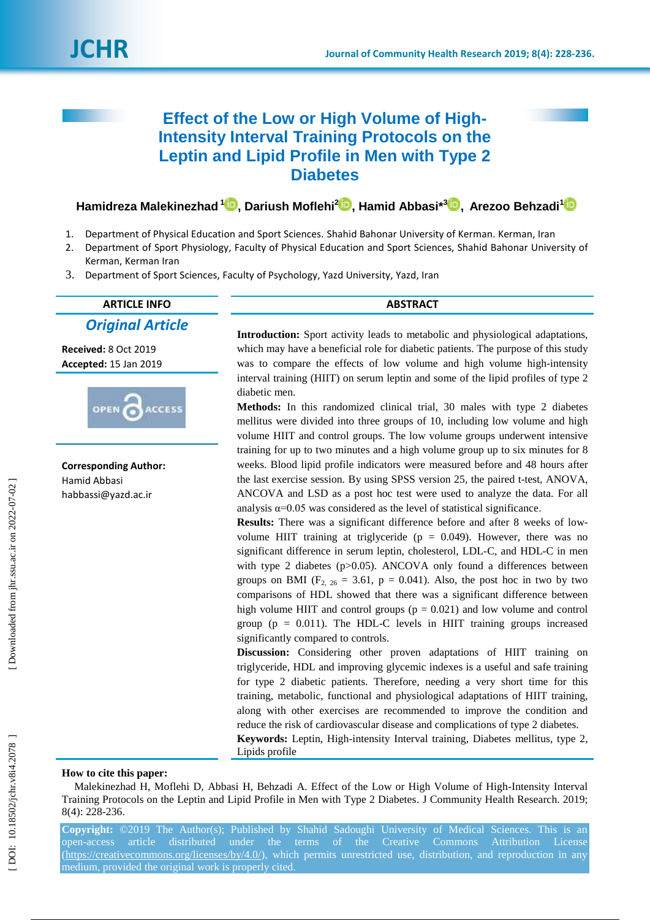# Effect of the Low or High Volume of High-Intensity Interval Training Protocols on the Leptin and Lipid Profile in Men with Type 2 Diabetes

**Hamidreza Malekinezhad [1], Dariush Moflehi [2], Hamid Abbasi* [3], Arezoo Behzadi [1]**

1. Department of Physical Education and Sport Sciences. Shahid Bahonar University of Kerman. Kerman, Iran
2. Department of Sport Physiology, Faculty of Physical Education and Sport Sciences, Shahid Bahonar University of Kerman, Kerman Iran
3. Department of Sport Sciences, Faculty of Psychology, Yazd University, Yazd, Iran

## ARTICLE INFO

***Original Article***

**Received:** 8 Oct 2019
**Accepted:** 15 Jan 2019

**Corresponding Author:**
Hamid Abbasi
habbassi@yazd.ac.ir

## ABSTRACT

**Introduction:** Sport activity leads to metabolic and physiological adaptations, which may have a beneficial role for diabetic patients. The purpose of this study was to compare the effects of low volume and high volume high-intensity interval training (HIIT) on serum leptin and some of the lipid profiles of type 2 diabetic men.

**Methods:** In this randomized clinical trial, 30 males with type 2 diabetes mellitus were divided into three groups of 10, including low volume and high volume HIIT and control groups. The low volume groups underwent intensive training for up to two minutes and a high volume group up to six minutes for 8 weeks. Blood lipid profile indicators were measured before and 48 hours after the last exercise session. By using SPSS version 25, the paired t-test, ANOVA, ANCOVA and LSD as a post hoc test were used to analyze the data. For all analysis $\alpha=0.05$ was considered as the level of statistical significance.

**Results:** There was a significant difference before and after 8 weeks of low-volume HIIT training at triglyceride ($p = 0.049$). However, there was no significant difference in serum leptin, cholesterol, LDL-C, and HDL-C in men with type 2 diabetes ($p>0.05$). ANCOVA only found a differences between groups on BMI ($F_{2, 26} = 3.61$, $p = 0.041$). Also, the post hoc in two by two comparisons of HDL showed that there was a significant difference between high volume HIIT and control groups ($p = 0.021$) and low volume and control group ($p = 0.011$). The HDL-C levels in HIIT training groups increased significantly compared to controls.

**Discussion:** Considering other proven adaptations of HIIT training on triglyceride, HDL and improving glycemic indexes is a useful and safe training for type 2 diabetic patients. Therefore, needing a very short time for this training, metabolic, functional and physiological adaptations of HIIT training, along with other exercises are recommended to improve the condition and reduce the risk of cardiovascular disease and complications of type 2 diabetes.

**Keywords:** Leptin, High-intensity Interval training, Diabetes mellitus, type 2, Lipids profile

**How to cite this paper:**

Malekinezhad H, Moflehi D, Abbasi H, Behzadi A. Effect of the Low or High Volume of High-Intensity Interval Training Protocols on the Leptin and Lipid Profile in Men with Type 2 Diabetes. J Community Health Research. 2019; 8(4): 228-236.

**Copyright:** ©2019 The Author(s); Published by Shahid Sadoughi University of Medical Sciences. This is an open-access article distributed under the terms of the Creative Commons Attribution License (https://creativecommons.org/licenses/by/4.0/), which permits unrestricted use, distribution, and reproduction in any medium, provided the original work is properly cited.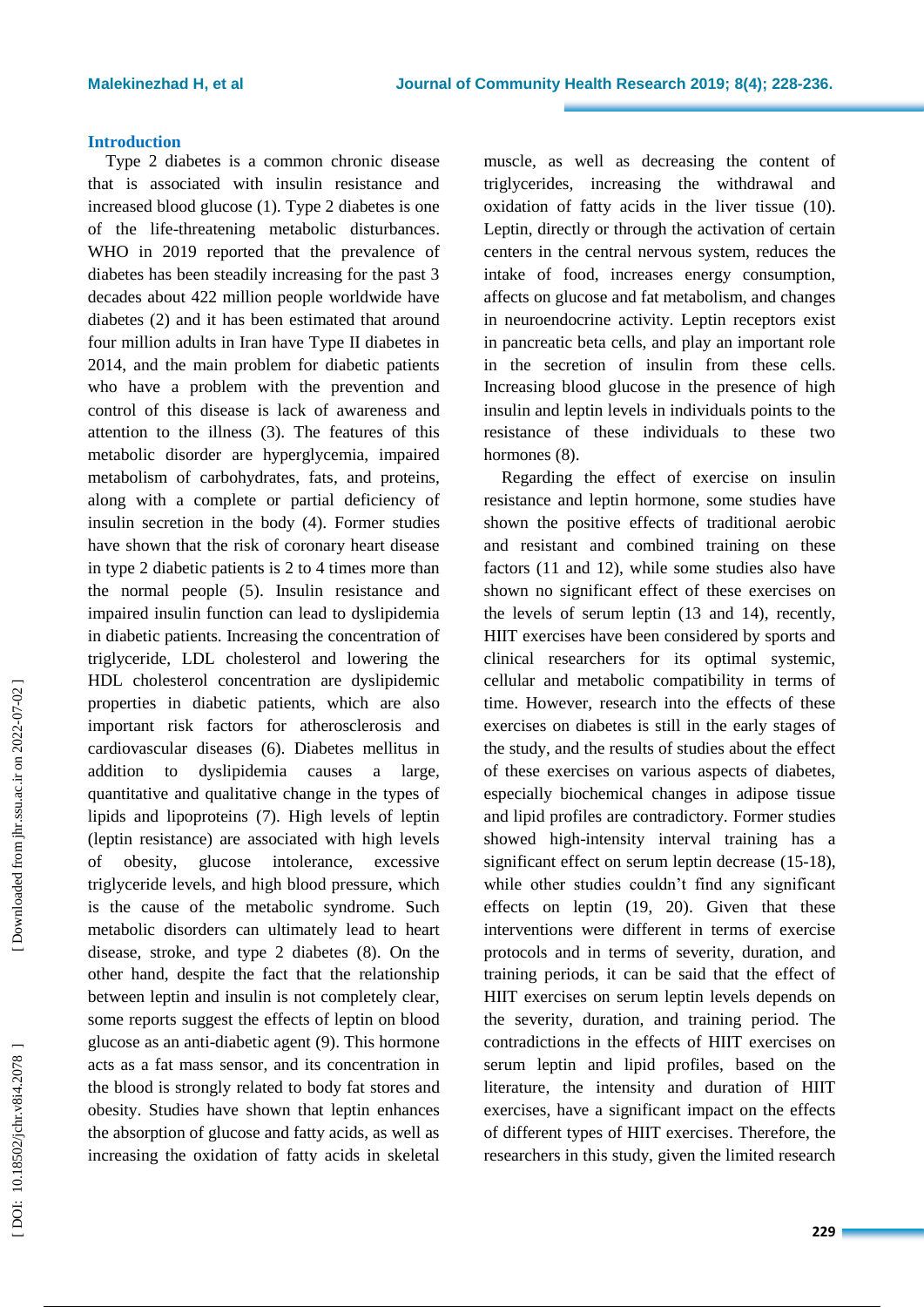## Introduction

Type 2 diabetes is a common chronic disease that is associated with insulin resistance and increased blood glucose (1). Type 2 diabetes is one of the life-threatening metabolic disturbances. WHO in 2019 reported that the prevalence of diabetes has been steadily increasing for the past 3 decades about 422 million people worldwide have diabetes (2) and it has been estimated that around four million adults in Iran have Type II diabetes in 2014, and the main problem for diabetic patients who have a problem with the prevention and control of this disease is lack of awareness and attention to the illness (3). The features of this metabolic disorder are hyperglycemia, impaired metabolism of carbohydrates, fats, and proteins, along with a complete or partial deficiency of insulin secretion in the body (4). Former studies have shown that the risk of coronary heart disease in type 2 diabetic patients is 2 to 4 times more than the normal people (5). Insulin resistance and impaired insulin function can lead to dyslipidemia in diabetic patients. Increasing the concentration of triglyceride, LDL cholesterol and lowering the HDL cholesterol concentration are dyslipidemic properties in diabetic patients, which are also important risk factors for atherosclerosis and cardiovascular diseases (6). Diabetes mellitus in addition to dyslipidemia causes a large, quantitative and qualitative change in the types of lipids and lipoproteins (7). High levels of leptin (leptin resistance) are associated with high levels of obesity, glucose intolerance, excessive triglyceride levels, and high blood pressure, which is the cause of the metabolic syndrome. Such metabolic disorders can ultimately lead to heart disease, stroke, and type 2 diabetes (8). On the other hand, despite the fact that the relationship between leptin and insulin is not completely clear, some reports suggest the effects of leptin on blood glucose as an anti-diabetic agent (9). This hormone acts as a fat mass sensor, and its concentration in the blood is strongly related to body fat stores and obesity. Studies have shown that leptin enhances the absorption of glucose and fatty acids, as well as increasing the oxidation of fatty acids in skeletal muscle, as well as decreasing the content of triglycerides, increasing the withdrawal and oxidation of fatty acids in the liver tissue (10). Leptin, directly or through the activation of certain centers in the central nervous system, reduces the intake of food, increases energy consumption, affects on glucose and fat metabolism, and changes in neuroendocrine activity. Leptin receptors exist in pancreatic beta cells, and play an important role in the secretion of insulin from these cells. Increasing blood glucose in the presence of high insulin and leptin levels in individuals points to the resistance of these individuals to these two hormones (8).

Regarding the effect of exercise on insulin resistance and leptin hormone, some studies have shown the positive effects of traditional aerobic and resistant and combined training on these factors (11 and 12), while some studies also have shown no significant effect of these exercises on the levels of serum leptin (13 and 14), recently, HIIT exercises have been considered by sports and clinical researchers for its optimal systemic, cellular and metabolic compatibility in terms of time. However, research into the effects of these exercises on diabetes is still in the early stages of the study, and the results of studies about the effect of these exercises on various aspects of diabetes, especially biochemical changes in adipose tissue and lipid profiles are contradictory. Former studies showed high-intensity interval training has a significant effect on serum leptin decrease (15-18), while other studies couldn't find any significant effects on leptin (19, 20). Given that these interventions were different in terms of exercise protocols and in terms of severity, duration, and training periods, it can be said that the effect of HIIT exercises on serum leptin levels depends on the severity, duration, and training period. The contradictions in the effects of HIIT exercises on serum leptin and lipid profiles, based on the literature, the intensity and duration of HIIT exercises, have a significant impact on the effects of different types of HIIT exercises. Therefore, the researchers in this study, given the limited research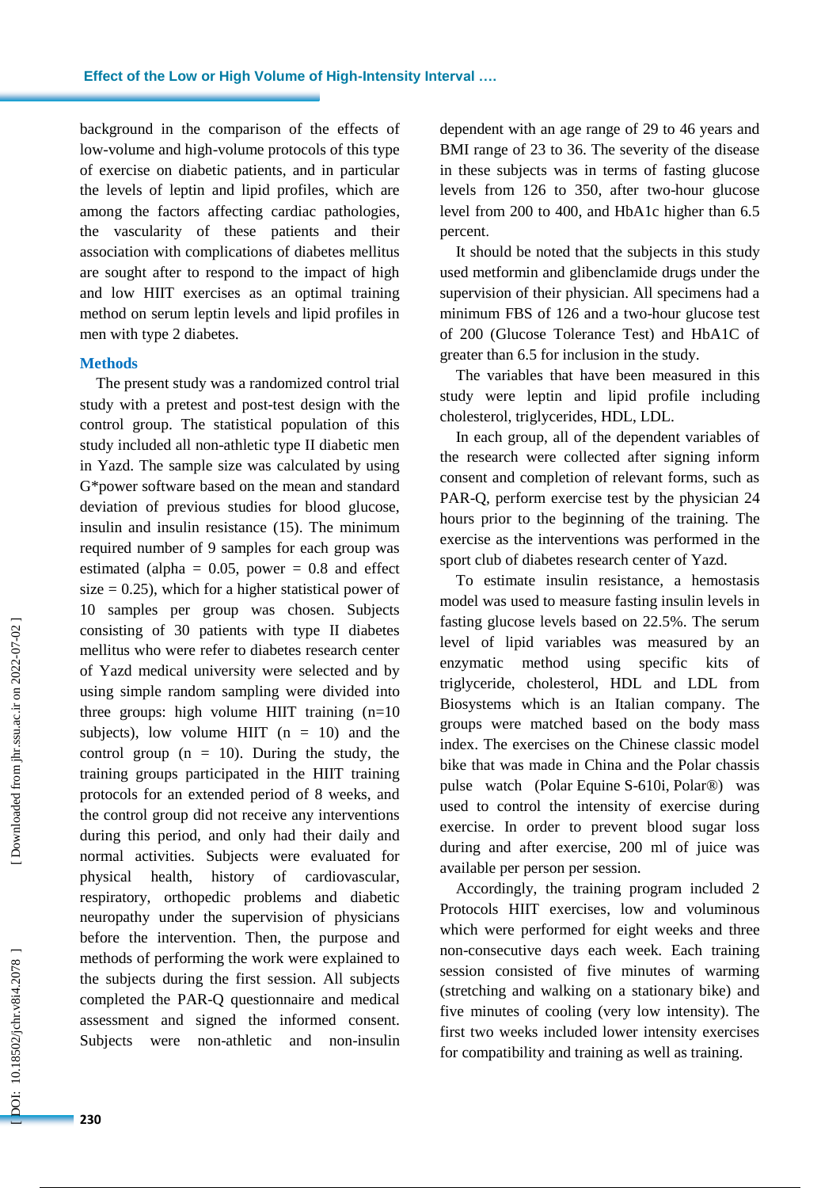background in the comparison of the effects of low-volume and high-volume protocols of this type of exercise on diabetic patients, and in particular the levels of leptin and lipid profiles, which are among the factors affecting cardiac pathologies, the vascularity of these patients and their association with complications of diabetes mellitus are sought after to respond to the impact of high and low HIIT exercises as an optimal training method on serum leptin levels and lipid profiles in men with type 2 diabetes.

## Methods

The present study was a randomized control trial study with a pretest and post-test design with the control group. The statistical population of this study included all non-athletic type II diabetic men in Yazd. The sample size was calculated by using G*power software based on the mean and standard deviation of previous studies for blood glucose, insulin and insulin resistance (15). The minimum required number of 9 samples for each group was estimated (alpha = 0.05, power = 0.8 and effect size = 0.25), which for a higher statistical power of 10 samples per group was chosen. Subjects consisting of 30 patients with type II diabetes mellitus who were refer to diabetes research center of Yazd medical university were selected and by using simple random sampling were divided into three groups: high volume HIIT training (n=10 subjects), low volume HIIT (n = 10) and the control group (n = 10). During the study, the training groups participated in the HIIT training protocols for an extended period of 8 weeks, and the control group did not receive any interventions during this period, and only had their daily and normal activities. Subjects were evaluated for physical health, history of cardiovascular, respiratory, orthopedic problems and diabetic neuropathy under the supervision of physicians before the intervention. Then, the purpose and methods of performing the work were explained to the subjects during the first session. All subjects completed the PAR-Q questionnaire and medical assessment and signed the informed consent. Subjects were non-athletic and non-insulin dependent with an age range of 29 to 46 years and BMI range of 23 to 36. The severity of the disease in these subjects was in terms of fasting glucose levels from 126 to 350, after two-hour glucose level from 200 to 400, and HbA1c higher than 6.5 percent.

It should be noted that the subjects in this study used metformin and glibenclamide drugs under the supervision of their physician. All specimens had a minimum FBS of 126 and a two-hour glucose test of 200 (Glucose Tolerance Test) and HbA1C of greater than 6.5 for inclusion in the study.

The variables that have been measured in this study were leptin and lipid profile including cholesterol, triglycerides, HDL, LDL.

In each group, all of the dependent variables of the research were collected after signing inform consent and completion of relevant forms, such as PAR-Q, perform exercise test by the physician 24 hours prior to the beginning of the training. The exercise as the interventions was performed in the sport club of diabetes research center of Yazd.

To estimate insulin resistance, a hemostasis model was used to measure fasting insulin levels in fasting glucose levels based on 22.5%. The serum level of lipid variables was measured by an enzymatic method using specific kits of triglyceride, cholesterol, HDL and LDL from Biosystems which is an Italian company. The groups were matched based on the body mass index. The exercises on the Chinese classic model bike that was made in China and the Polar chassis pulse watch (Polar Equine S-610i, Polar®) was used to control the intensity of exercise during exercise. In order to prevent blood sugar loss during and after exercise, 200 ml of juice was available per person per session.

Accordingly, the training program included 2 Protocols HIIT exercises, low and voluminous which were performed for eight weeks and three non-consecutive days each week. Each training session consisted of five minutes of warming (stretching and walking on a stationary bike) and five minutes of cooling (very low intensity). The first two weeks included lower intensity exercises for compatibility and training as well as training.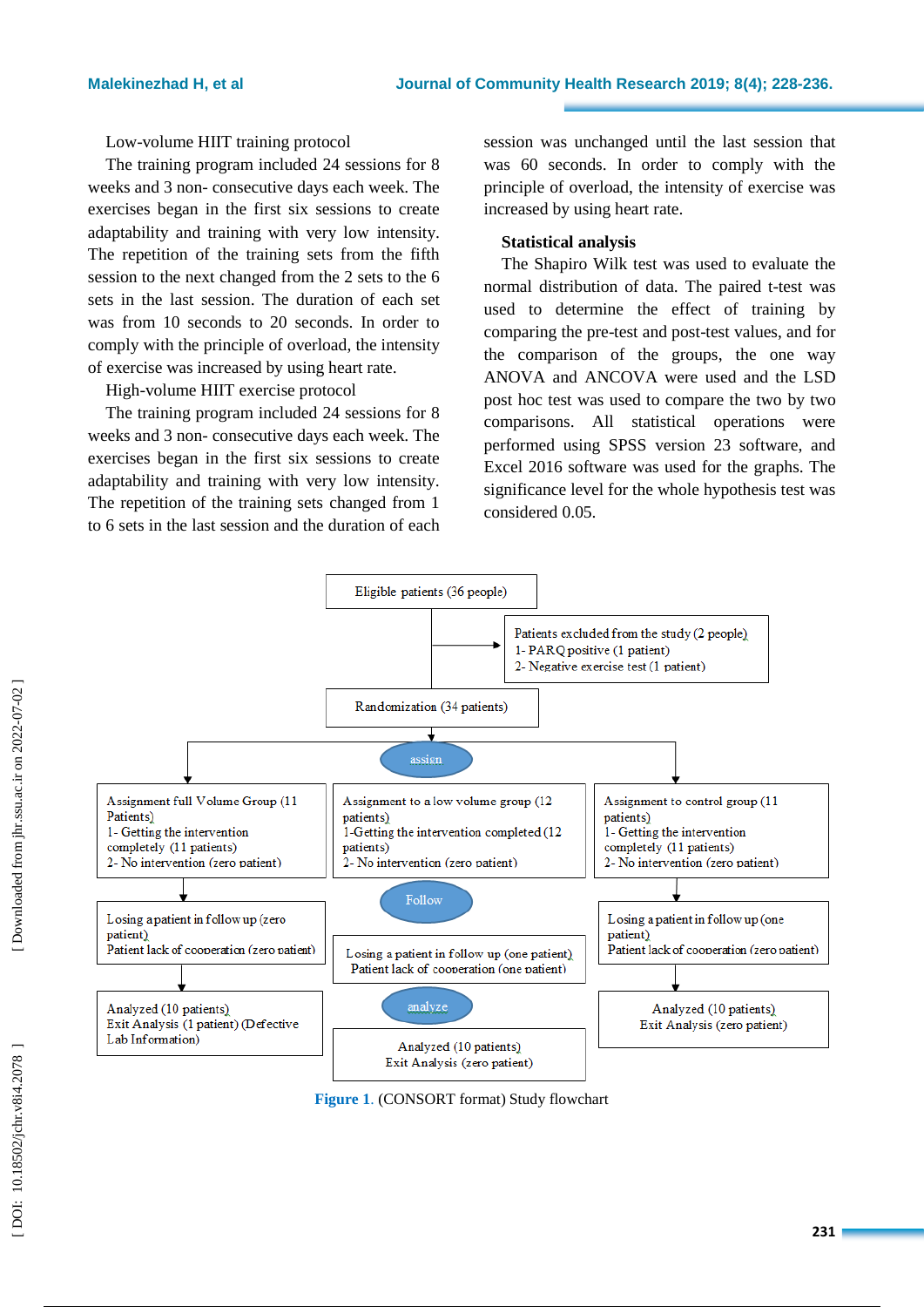Low-volume HIIT training protocol

The training program included 24 sessions for 8 weeks and 3 non- consecutive days each week. The exercises began in the first six sessions to create adaptability and training with very low intensity. The repetition of the training sets from the fifth session to the next changed from the 2 sets to the 6 sets in the last session. The duration of each set was from 10 seconds to 20 seconds. In order to comply with the principle of overload, the intensity of exercise was increased by using heart rate.

High-volume HIIT exercise protocol

The training program included 24 sessions for 8 weeks and 3 non- consecutive days each week. The exercises began in the first six sessions to create adaptability and training with very low intensity. The repetition of the training sets changed from 1 to 6 sets in the last session and the duration of each session was unchanged until the last session that was 60 seconds. In order to comply with the principle of overload, the intensity of exercise was increased by using heart rate.

**Statistical analysis**

The Shapiro Wilk test was used to evaluate the normal distribution of data. The paired t-test was used to determine the effect of training by comparing the pre-test and post-test values, and for the comparison of the groups, the one way ANOVA and ANCOVA were used and the LSD post hoc test was used to compare the two by two comparisons. All statistical operations were performed using SPSS version 23 software, and Excel 2016 software was used for the graphs. The significance level for the whole hypothesis test was considered 0.05.

Eligible patients (36 people)

Patients excluded from the study (2 people)
1- PARQ positive (1 patient)
2- Negative exercise test (1 patient)

Randomization (34 patients)

assign

Assignment full Volume Group (11 Patients)
1- Getting the intervention completely (11 patients)
2- No intervention (zero patient)

Assignment to a low volume group (12 patients)
1-Getting the intervention completed (12 patients)
2- No intervention (zero patient)

Assignment to control group (11 patients)
1- Getting the intervention completely (11 patients)
2- No intervention (zero patient)

Follow

Losing a patient in follow up (zero patient)
Patient lack of cooperation (zero patient)

Losing a patient in follow up (one patient)
Patient lack of cooperation (one patient)

Losing a patient in follow up (one patient)
Patient lack of cooperation (zero patient)

analyze

Analyzed (10 patients)
Exit Analysis (1 patient) (Defective Lab Information)

Analyzed (10 patients)
Exit Analysis (zero patient)

Analyzed (10 patients)
Exit Analysis (zero patient)

**Figure 1**. (CONSORT format) Study flowchart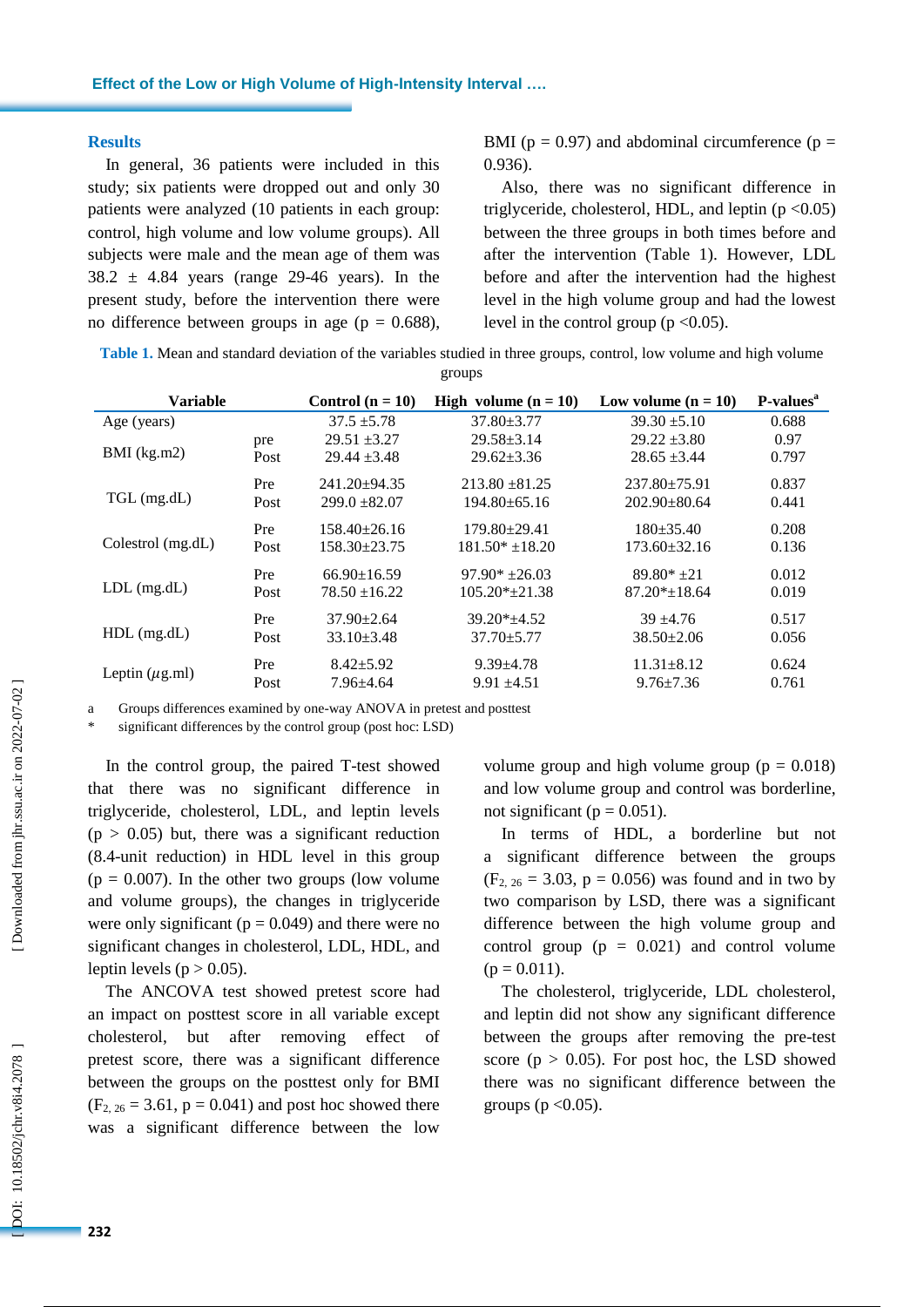## Results

In general, 36 patients were included in this study; six patients were dropped out and only 30 patients were analyzed (10 patients in each group: control, high volume and low volume groups). All subjects were male and the mean age of them was 38.2 ± 4.84 years (range 29-46 years). In the present study, before the intervention there were no difference between groups in age (p = 0.688), BMI (p = 0.97) and abdominal circumference (p = 0.936).

Also, there was no significant difference in triglyceride, cholesterol, HDL, and leptin (p <0.05) between the three groups in both times before and after the intervention (Table 1). However, LDL before and after the intervention had the highest level in the high volume group and had the lowest level in the control group (p <0.05).

**Table 1.** Mean and standard deviation of the variables studied in three groups, control, low volume and high volume groups

| Variable | | Control (n = 10) | High volume (n = 10) | Low volume (n = 10) | P-values[a] |
|---|---|---|---|---|---|
| Age (years) | | 37.5 ±5.78 | 37.80±3.77 | 39.30 ±5.10 | 0.688 |
| BMI (kg.m2) | pre | 29.51 ±3.27 | 29.58±3.14 | 29.22 ±3.80 | 0.97 |
| | Post | 29.44 ±3.48 | 29.62±3.36 | 28.65 ±3.44 | 0.797 |
| TGL (mg.dL) | Pre | 241.20±94.35 | 213.80 ±81.25 | 237.80±75.91 | 0.837 |
| | Post | 299.0 ±82.07 | 194.80±65.16 | 202.90±80.64 | 0.441 |
| Colestrol (mg.dL) | Pre | 158.40±26.16 | 179.80±29.41 | 180±35.40 | 0.208 |
| | Post | 158.30±23.75 | 181.50* ±18.20 | 173.60±32.16 | 0.136 |
| LDL (mg.dL) | Pre | 66.90±16.59 | 97.90* ±26.03 | 89.80* ±21 | 0.012 |
| | Post | 78.50 ±16.22 | 105.20*±21.38 | 87.20*±18.64 | 0.019 |
| HDL (mg.dL) | Pre | 37.90±2.64 | 39.20*±4.52 | 39 ±4.76 | 0.517 |
| | Post | 33.10±3.48 | 37.70±5.77 | 38.50±2.06 | 0.056 |
| Leptin ($\mu$g.ml) | Pre | 8.42±5.92 | 9.39±4.78 | 11.31±8.12 | 0.624 |
| | Post | 7.96±4.64 | 9.91 ±4.51 | 9.76±7.36 | 0.761 |

a Groups differences examined by one-way ANOVA in pretest and posttest
* significant differences by the control group (post hoc: LSD)

In the control group, the paired T-test showed that there was no significant difference in triglyceride, cholesterol, LDL, and leptin levels (p > 0.05) but, there was a significant reduction (8.4-unit reduction) in HDL level in this group (p = 0.007). In the other two groups (low volume and volume groups), the changes in triglyceride were only significant (p = 0.049) and there were no significant changes in cholesterol, LDL, HDL, and leptin levels (p > 0.05).

The ANCOVA test showed pretest score had an impact on posttest score in all variable except cholesterol, but after removing effect of pretest score, there was a significant difference between the groups on the posttest only for BMI ($F_{2, 26}$ = 3.61, p = 0.041) and post hoc showed there was a significant difference between the low volume group and high volume group (p = 0.018) and low volume group and control was borderline, not significant (p = 0.051).

In terms of HDL, a borderline but not a significant difference between the groups ($F_{2, 26}$ = 3.03, p = 0.056) was found and in two by two comparison by LSD, there was a significant difference between the high volume group and control group (p = 0.021) and control volume (p = 0.011).

The cholesterol, triglyceride, LDL cholesterol, and leptin did not show any significant difference between the groups after removing the pre-test score (p > 0.05). For post hoc, the LSD showed there was no significant difference between the groups (p <0.05).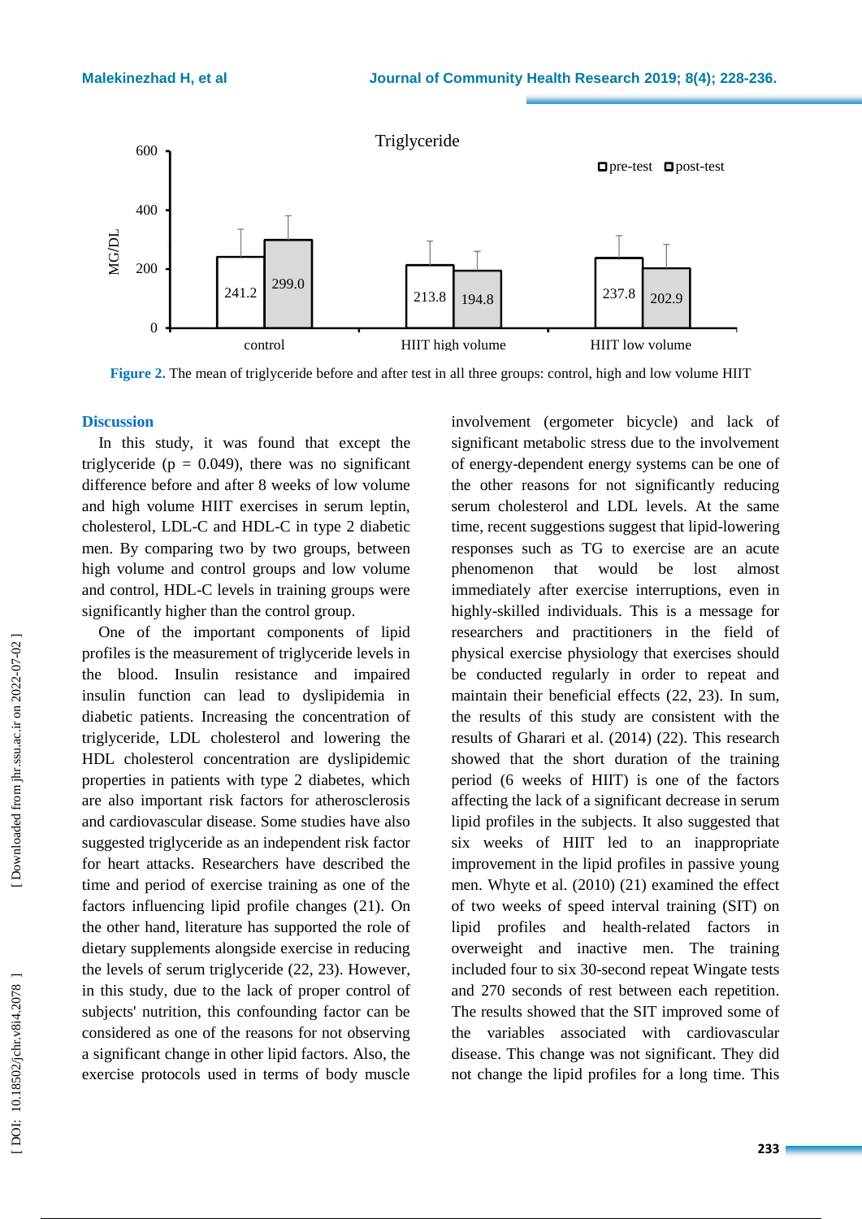Triglyceride

| | pre-test | post-test |
|---|---|---|
| control | 241.2 | 299.0 |
| HIIT high volume | 213.8 | 194.8 |
| HIIT low volume | 237.8 | 202.9 |

**Figure 2.** The mean of triglyceride before and after test in all three groups: control, high and low volume HIIT

## Discussion

In this study, it was found that except the triglyceride ($p = 0.049$), there was no significant difference before and after 8 weeks of low volume and high volume HIIT exercises in serum leptin, cholesterol, LDL-C and HDL-C in type 2 diabetic men. By comparing two by two groups, between high volume and control groups and low volume and control, HDL-C levels in training groups were significantly higher than the control group.

One of the important components of lipid profiles is the measurement of triglyceride levels in the blood. Insulin resistance and impaired insulin function can lead to dyslipidemia in diabetic patients. Increasing the concentration of triglyceride, LDL cholesterol and lowering the HDL cholesterol concentration are dyslipidemic properties in patients with type 2 diabetes, which are also important risk factors for atherosclerosis and cardiovascular disease. Some studies have also suggested triglyceride as an independent risk factor for heart attacks. Researchers have described the time and period of exercise training as one of the factors influencing lipid profile changes (21). On the other hand, literature has supported the role of dietary supplements alongside exercise in reducing the levels of serum triglyceride (22, 23). However, in this study, due to the lack of proper control of subjects' nutrition, this confounding factor can be considered as one of the reasons for not observing a significant change in other lipid factors. Also, the exercise protocols used in terms of body muscle involvement (ergometer bicycle) and lack of significant metabolic stress due to the involvement of energy-dependent energy systems can be one of the other reasons for not significantly reducing serum cholesterol and LDL levels. At the same time, recent suggestions suggest that lipid-lowering responses such as TG to exercise are an acute phenomenon that would be lost almost immediately after exercise interruptions, even in highly-skilled individuals. This is a message for researchers and practitioners in the field of physical exercise physiology that exercises should be conducted regularly in order to repeat and maintain their beneficial effects (22, 23). In sum, the results of this study are consistent with the results of Gharari et al. (2014) (22). This research showed that the short duration of the training period (6 weeks of HIIT) is one of the factors affecting the lack of a significant decrease in serum lipid profiles in the subjects. It also suggested that six weeks of HIIT led to an inappropriate improvement in the lipid profiles in passive young men. Whyte et al. (2010) (21) examined the effect of two weeks of speed interval training (SIT) on lipid profiles and health-related factors in overweight and inactive men. The training included four to six 30-second repeat Wingate tests and 270 seconds of rest between each repetition. The results showed that the SIT improved some of the variables associated with cardiovascular disease. This change was not significant. They did not change the lipid profiles for a long time. This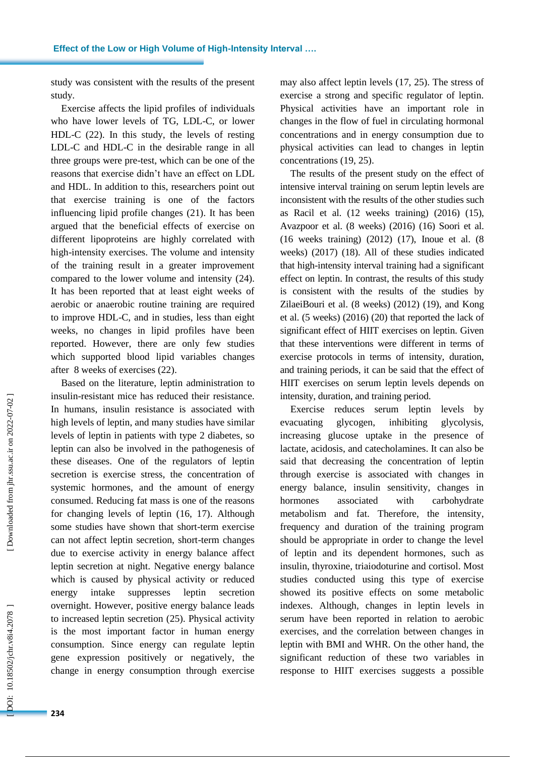study was consistent with the results of the present study.

Exercise affects the lipid profiles of individuals who have lower levels of TG, LDL-C, or lower HDL-C (22). In this study, the levels of resting LDL-C and HDL-C in the desirable range in all three groups were pre-test, which can be one of the reasons that exercise didn't have an effect on LDL and HDL. In addition to this, researchers point out that exercise training is one of the factors influencing lipid profile changes (21). It has been argued that the beneficial effects of exercise on different lipoproteins are highly correlated with high-intensity exercises. The volume and intensity of the training result in a greater improvement compared to the lower volume and intensity (24). It has been reported that at least eight weeks of aerobic or anaerobic routine training are required to improve HDL-C, and in studies, less than eight weeks, no changes in lipid profiles have been reported. However, there are only few studies which supported blood lipid variables changes after 8 weeks of exercises (22).

Based on the literature, leptin administration to insulin-resistant mice has reduced their resistance. In humans, insulin resistance is associated with high levels of leptin, and many studies have similar levels of leptin in patients with type 2 diabetes, so leptin can also be involved in the pathogenesis of these diseases. One of the regulators of leptin secretion is exercise stress, the concentration of systemic hormones, and the amount of energy consumed. Reducing fat mass is one of the reasons for changing levels of leptin (16, 17). Although some studies have shown that short-term exercise can not affect leptin secretion, short-term changes due to exercise activity in energy balance affect leptin secretion at night. Negative energy balance which is caused by physical activity or reduced energy intake suppresses leptin secretion overnight. However, positive energy balance leads to increased leptin secretion (25). Physical activity is the most important factor in human energy consumption. Since energy can regulate leptin gene expression positively or negatively, the change in energy consumption through exercise may also affect leptin levels (17, 25). The stress of exercise a strong and specific regulator of leptin. Physical activities have an important role in changes in the flow of fuel in circulating hormonal concentrations and in energy consumption due to physical activities can lead to changes in leptin concentrations (19, 25).

The results of the present study on the effect of intensive interval training on serum leptin levels are inconsistent with the results of the other studies such as Racil et al. (12 weeks training) (2016) (15), Avazpoor et al. (8 weeks) (2016) (16) Soori et al. (16 weeks training) (2012) (17), Inoue et al. (8 weeks) (2017) (18). All of these studies indicated that high-intensity interval training had a significant effect on leptin. In contrast, the results of this study is consistent with the results of the studies by ZilaeiBouri et al. (8 weeks) (2012) (19), and Kong et al. (5 weeks) (2016) (20) that reported the lack of significant effect of HIIT exercises on leptin. Given that these interventions were different in terms of exercise protocols in terms of intensity, duration, and training periods, it can be said that the effect of HIIT exercises on serum leptin levels depends on intensity, duration, and training period.

Exercise reduces serum leptin levels by evacuating glycogen, inhibiting glycolysis, increasing glucose uptake in the presence of lactate, acidosis, and catecholamines. It can also be said that decreasing the concentration of leptin through exercise is associated with changes in energy balance, insulin sensitivity, changes in hormones associated with carbohydrate metabolism and fat. Therefore, the intensity, frequency and duration of the training program should be appropriate in order to change the level of leptin and its dependent hormones, such as insulin, thyroxine, triaiodoturine and cortisol. Most studies conducted using this type of exercise showed its positive effects on some metabolic indexes. Although, changes in leptin levels in serum have been reported in relation to aerobic exercises, and the correlation between changes in leptin with BMI and WHR. On the other hand, the significant reduction of these two variables in response to HIIT exercises suggests a possible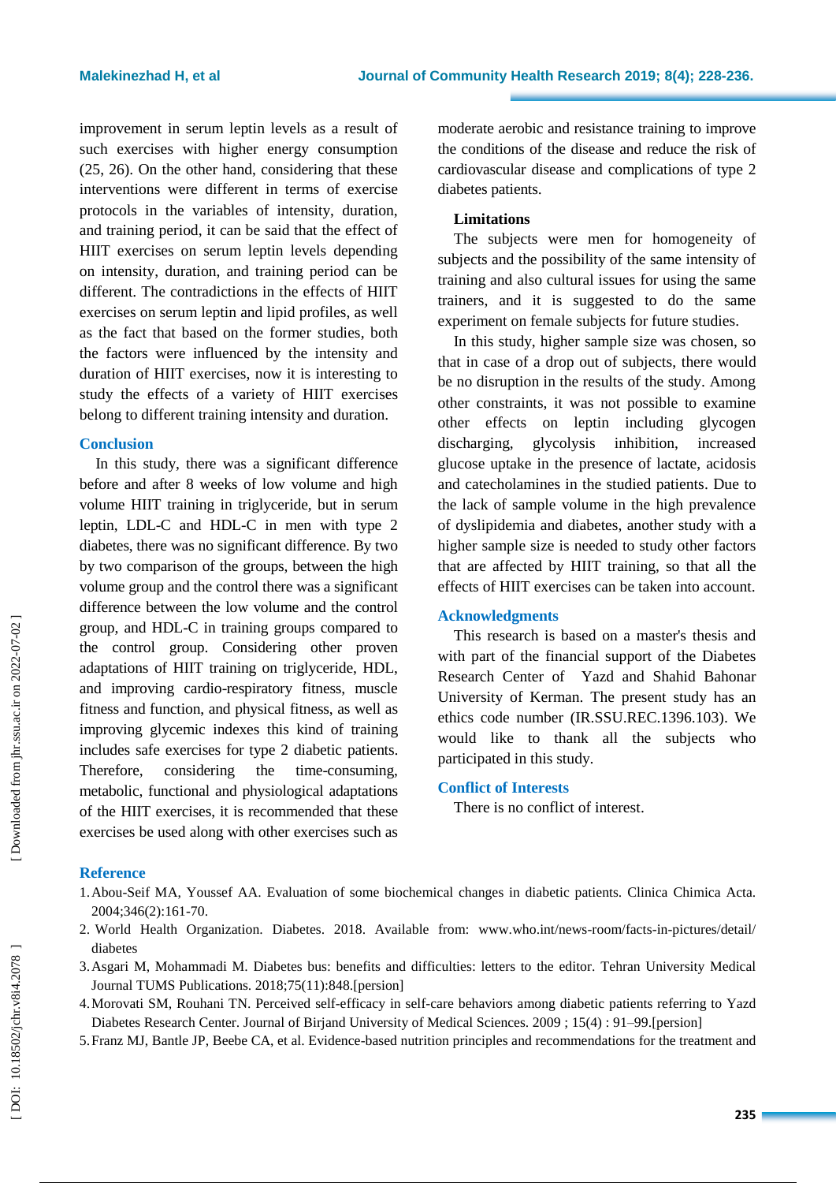improvement in serum leptin levels as a result of such exercises with higher energy consumption (25, 26). On the other hand, considering that these interventions were different in terms of exercise protocols in the variables of intensity, duration, and training period, it can be said that the effect of HIIT exercises on serum leptin levels depending on intensity, duration, and training period can be different. The contradictions in the effects of HIIT exercises on serum leptin and lipid profiles, as well as the fact that based on the former studies, both the factors were influenced by the intensity and duration of HIIT exercises, now it is interesting to study the effects of a variety of HIIT exercises belong to different training intensity and duration.

## Conclusion

In this study, there was a significant difference before and after 8 weeks of low volume and high volume HIIT training in triglyceride, but in serum leptin, LDL-C and HDL-C in men with type 2 diabetes, there was no significant difference. By two by two comparison of the groups, between the high volume group and the control there was a significant difference between the low volume and the control group, and HDL-C in training groups compared to the control group. Considering other proven adaptations of HIIT training on triglyceride, HDL, and improving cardio-respiratory fitness, muscle fitness and function, and physical fitness, as well as improving glycemic indexes this kind of training includes safe exercises for type 2 diabetic patients. Therefore, considering the time-consuming, metabolic, functional and physiological adaptations of the HIIT exercises, it is recommended that these exercises be used along with other exercises such as moderate aerobic and resistance training to improve the conditions of the disease and reduce the risk of cardiovascular disease and complications of type 2 diabetes patients.

### Limitations

The subjects were men for homogeneity of subjects and the possibility of the same intensity of training and also cultural issues for using the same trainers, and it is suggested to do the same experiment on female subjects for future studies.

In this study, higher sample size was chosen, so that in case of a drop out of subjects, there would be no disruption in the results of the study. Among other constraints, it was not possible to examine other effects on leptin including glycogen discharging, glycolysis inhibition, increased glucose uptake in the presence of lactate, acidosis and catecholamines in the studied patients. Due to the lack of sample volume in the high prevalence of dyslipidemia and diabetes, another study with a higher sample size is needed to study other factors that are affected by HIIT training, so that all the effects of HIIT exercises can be taken into account.

## Acknowledgments

This research is based on a master's thesis and with part of the financial support of the Diabetes Research Center of Yazd and Shahid Bahonar University of Kerman. The present study has an ethics code number (IR.SSU.REC.1396.103). We would like to thank all the subjects who participated in this study.

## Conflict of Interests

There is no conflict of interest.

## Reference

1. Abou-Seif MA, Youssef AA. Evaluation of some biochemical changes in diabetic patients. Clinica Chimica Acta. 2004;346(2):161-70.
2. World Health Organization. Diabetes. 2018. Available from: www.who.int/news-room/facts-in-pictures/detail/diabetes
3. Asgari M, Mohammadi M. Diabetes bus: benefits and difficulties: letters to the editor. Tehran University Medical Journal TUMS Publications. 2018;75(11):848.[persion]
4. Morovati SM, Rouhani TN. Perceived self-efficacy in self-care behaviors among diabetic patients referring to Yazd Diabetes Research Center. Journal of Birjand University of Medical Sciences. 2009 ; 15(4) : 91–99.[persion]
5. Franz MJ, Bantle JP, Beebe CA, et al. Evidence-based nutrition principles and recommendations for the treatment and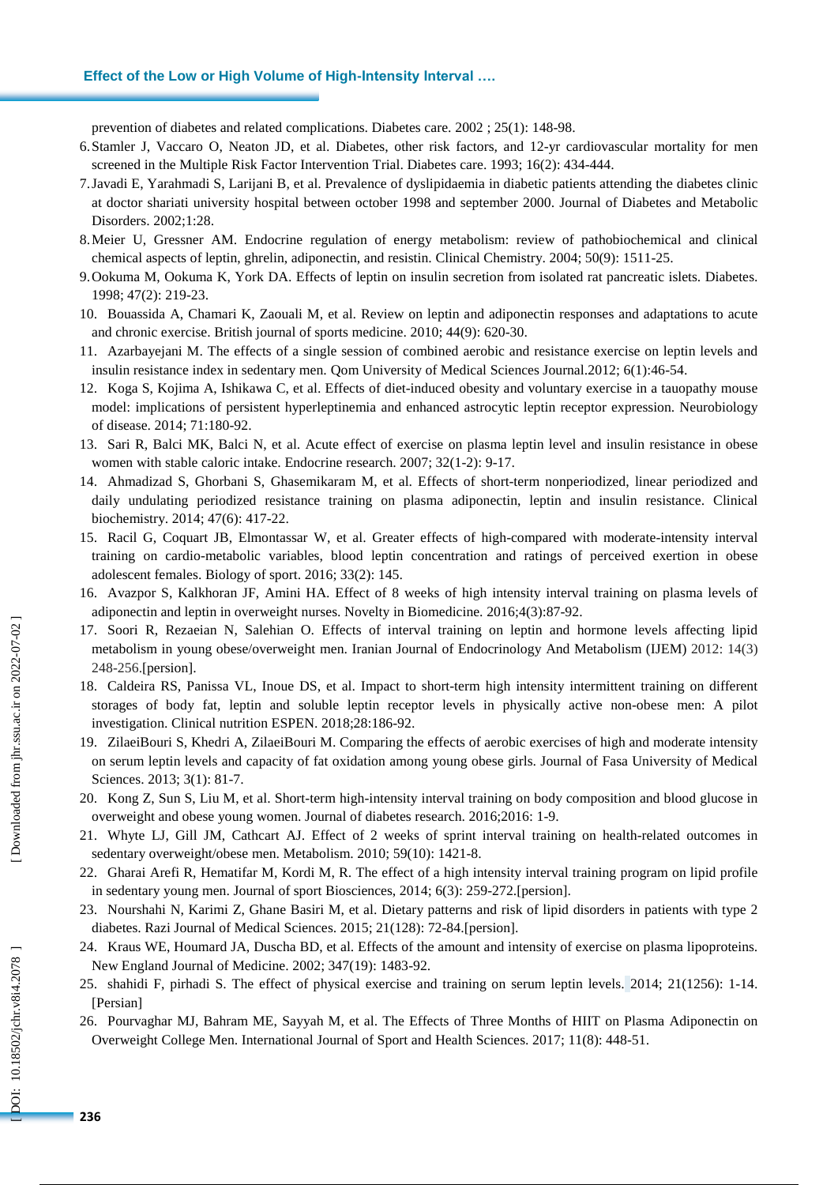prevention of diabetes and related complications. Diabetes care. 2002 ; 25(1): 148-98.

6. Stamler J, Vaccaro O, Neaton JD, et al. Diabetes, other risk factors, and 12-yr cardiovascular mortality for men screened in the Multiple Risk Factor Intervention Trial. Diabetes care. 1993; 16(2): 434-444.
7. Javadi E, Yarahmadi S, Larijani B, et al. Prevalence of dyslipidaemia in diabetic patients attending the diabetes clinic at doctor shariati university hospital between october 1998 and september 2000. Journal of Diabetes and Metabolic Disorders. 2002;1:28.
8. Meier U, Gressner AM. Endocrine regulation of energy metabolism: review of pathobiochemical and clinical chemical aspects of leptin, ghrelin, adiponectin, and resistin. Clinical Chemistry. 2004; 50(9): 1511-25.
9. Ookuma M, Ookuma K, York DA. Effects of leptin on insulin secretion from isolated rat pancreatic islets. Diabetes. 1998; 47(2): 219-23.
10. Bouassida A, Chamari K, Zaouali M, et al. Review on leptin and adiponectin responses and adaptations to acute and chronic exercise. British journal of sports medicine. 2010; 44(9): 620-30.
11. Azarbayejani M. The effects of a single session of combined aerobic and resistance exercise on leptin levels and insulin resistance index in sedentary men. Qom University of Medical Sciences Journal.2012; 6(1):46-54.
12. Koga S, Kojima A, Ishikawa C, et al. Effects of diet-induced obesity and voluntary exercise in a tauopathy mouse model: implications of persistent hyperleptinemia and enhanced astrocytic leptin receptor expression. Neurobiology of disease. 2014; 71:180-92.
13. Sari R, Balci MK, Balci N, et al. Acute effect of exercise on plasma leptin level and insulin resistance in obese women with stable caloric intake. Endocrine research. 2007; 32(1-2): 9-17.
14. Ahmadizad S, Ghorbani S, Ghasemikaram M, et al. Effects of short-term nonperiodized, linear periodized and daily undulating periodized resistance training on plasma adiponectin, leptin and insulin resistance. Clinical biochemistry. 2014; 47(6): 417-22.
15. Racil G, Coquart JB, Elmontassar W, et al. Greater effects of high-compared with moderate-intensity interval training on cardio-metabolic variables, blood leptin concentration and ratings of perceived exertion in obese adolescent females. Biology of sport. 2016; 33(2): 145.
16. Avazpor S, Kalkhoran JF, Amini HA. Effect of 8 weeks of high intensity interval training on plasma levels of adiponectin and leptin in overweight nurses. Novelty in Biomedicine. 2016;4(3):87-92.
17. Soori R, Rezaeian N, Salehian O. Effects of interval training on leptin and hormone levels affecting lipid metabolism in young obese/overweight men. Iranian Journal of Endocrinology And Metabolism (IJEM) 2012: 14(3) 248-256.[persion].
18. Caldeira RS, Panissa VL, Inoue DS, et al. Impact to short-term high intensity intermittent training on different storages of body fat, leptin and soluble leptin receptor levels in physically active non-obese men: A pilot investigation. Clinical nutrition ESPEN. 2018;28:186-92.
19. ZilaeiBouri S, Khedri A, ZilaeiBouri M. Comparing the effects of aerobic exercises of high and moderate intensity on serum leptin levels and capacity of fat oxidation among young obese girls. Journal of Fasa University of Medical Sciences. 2013; 3(1): 81-7.
20. Kong Z, Sun S, Liu M, et al. Short-term high-intensity interval training on body composition and blood glucose in overweight and obese young women. Journal of diabetes research. 2016;2016: 1-9.
21. Whyte LJ, Gill JM, Cathcart AJ. Effect of 2 weeks of sprint interval training on health-related outcomes in sedentary overweight/obese men. Metabolism. 2010; 59(10): 1421-8.
22. Gharai Arefi R, Hematifar M, Kordi M, R. The effect of a high intensity interval training program on lipid profile in sedentary young men. Journal of sport Biosciences, 2014; 6(3): 259-272.[persion].
23. Nourshahi N, Karimi Z, Ghane Basiri M, et al. Dietary patterns and risk of lipid disorders in patients with type 2 diabetes. Razi Journal of Medical Sciences. 2015; 21(128): 72-84.[persion].
24. Kraus WE, Houmard JA, Duscha BD, et al. Effects of the amount and intensity of exercise on plasma lipoproteins. New England Journal of Medicine. 2002; 347(19): 1483-92.
25. shahidi F, pirhadi S. The effect of physical exercise and training on serum leptin levels. 2014; 21(1256): 1-14. [Persian]
26. Pourvaghar MJ, Bahram ME, Sayyah M, et al. The Effects of Three Months of HIIT on Plasma Adiponectin on Overweight College Men. International Journal of Sport and Health Sciences. 2017; 11(8): 448-51.